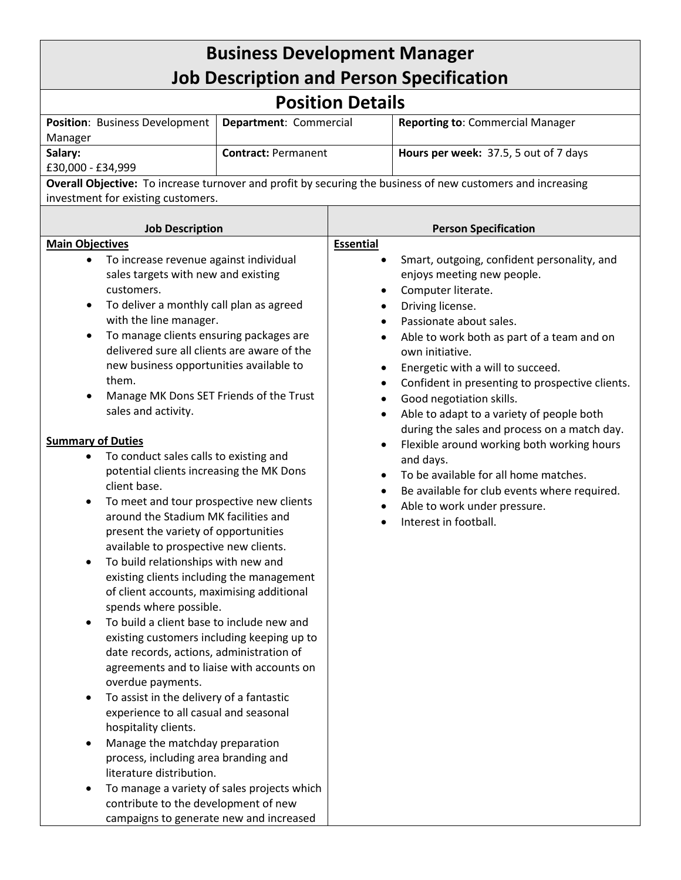# Business Development Manager
# Job Description and Person Specification

## Position Details

| | | |
|---|---|---|
| **Position**: Business Development Manager | **Department**: Commercial | **Reporting to**: Commercial Manager |
| **Salary:** £30,000 - £34,999 | **Contract:** Permanent | **Hours per week:** 37.5, 5 out of 7 days |

**Overall Objective:** To increase turnover and profit by securing the business of new customers and increasing investment for existing customers.

## Job Description

### Main Objectives

- To increase revenue against individual sales targets with new and existing customers.
- To deliver a monthly call plan as agreed with the line manager.
- To manage clients ensuring packages are delivered sure all clients are aware of the new business opportunities available to them.
- Manage MK Dons SET Friends of the Trust sales and activity.

### Summary of Duties

- To conduct sales calls to existing and potential clients increasing the MK Dons client base.
- To meet and tour prospective new clients around the Stadium MK facilities and present the variety of opportunities available to prospective new clients.
- To build relationships with new and existing clients including the management of client accounts, maximising additional spends where possible.
- To build a client base to include new and existing customers including keeping up to date records, actions, administration of agreements and to liaise with accounts on overdue payments.
- To assist in the delivery of a fantastic experience to all casual and seasonal hospitality clients.
- Manage the matchday preparation process, including area branding and literature distribution.
- To manage a variety of sales projects which contribute to the development of new campaigns to generate new and increased

## Person Specification

### Essential

- Smart, outgoing, confident personality, and enjoys meeting new people.
- Computer literate.
- Driving license.
- Passionate about sales.
- Able to work both as part of a team and on own initiative.
- Energetic with a will to succeed.
- Confident in presenting to prospective clients.
- Good negotiation skills.
- Able to adapt to a variety of people both during the sales and process on a match day.
- Flexible around working both working hours and days.
- To be available for all home matches.
- Be available for club events where required.
- Able to work under pressure.
- Interest in football.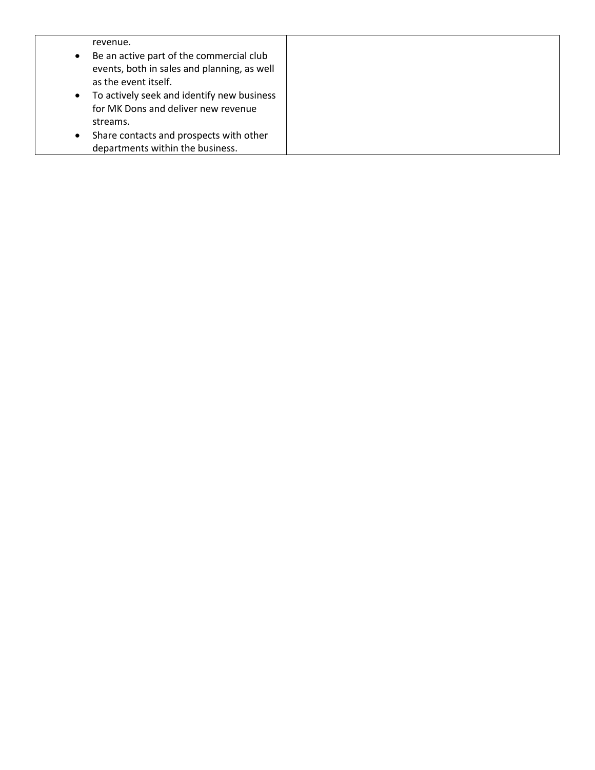| | |
|---|---|
| revenue.<br>• Be an active part of the commercial club events, both in sales and planning, as well as the event itself.<br>• To actively seek and identify new business for MK Dons and deliver new revenue streams.<br>• Share contacts and prospects with other departments within the business. | |